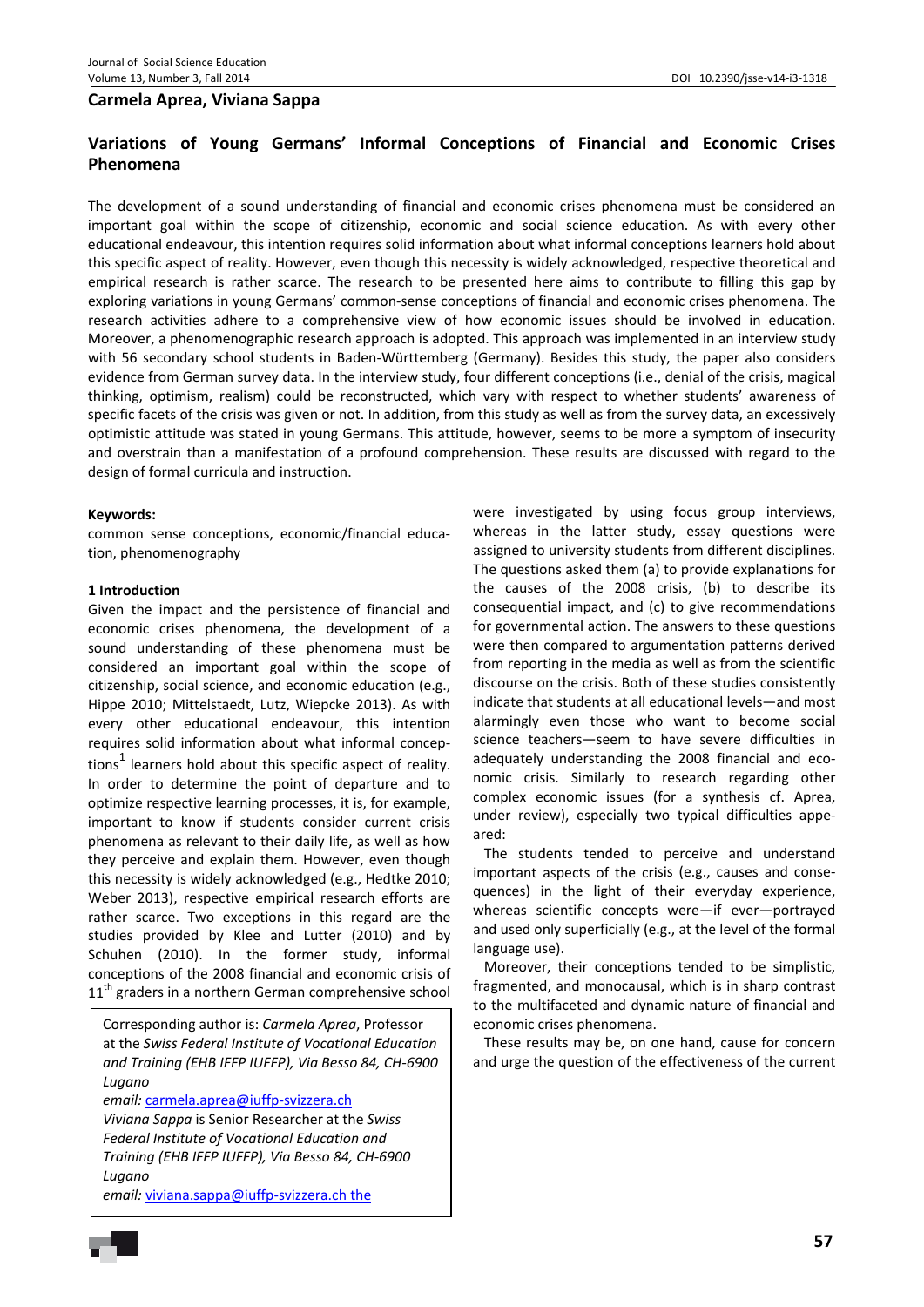**Carmela Aprea, Viviana Sappa**

# Variations of Young Germans' Informal Conceptions of Financial and Economic Crises Phenomena

The development of a sound understanding of financial and economic crises phenomena must be considered an important goal within the scope of citizenship, economic and social science education. As with every other educational endeavour, this intention requires solid information about what informal conceptions learners hold about this specific aspect of reality. However, even though this necessity is widely acknowledged, respective theoretical and empirical research is rather scarce. The research to be presented here aims to contribute to filling this gap by exploring variations in young Germans' common-sense conceptions of financial and economic crises phenomena. The research activities adhere to a comprehensive view of how economic issues should be involved in education. Moreover, a phenomenographic research approach is adopted. This approach was implemented in an interview study with 56 secondary school students in Baden-Württemberg (Germany). Besides this study, the paper also considers evidence from German survey data. In the interview study, four different conceptions (i.e., denial of the crisis, magical thinking, optimism, realism) could be reconstructed, which vary with respect to whether students' awareness of specific facets of the crisis was given or not. In addition, from this study as well as from the survey data, an excessively optimistic attitude was stated in young Germans. This attitude, however, seems to be more a symptom of insecurity and overstrain than a manifestation of a profound comprehension. These results are discussed with regard to the design of formal curricula and instruction.

**Keywords:**
common sense conceptions, economic/financial education, phenomenography

## 1 Introduction

Given the impact and the persistence of financial and economic crises phenomena, the development of a sound understanding of these phenomena must be considered an important goal within the scope of citizenship, social science, and economic education (e.g., Hippe 2010; Mittelstaedt, Lutz, Wiepcke 2013). As with every other educational endeavour, this intention requires solid information about what informal conceptions[1] learners hold about this specific aspect of reality. In order to determine the point of departure and to optimize respective learning processes, it is, for example, important to know if students consider current crisis phenomena as relevant to their daily life, as well as how they perceive and explain them. However, even though this necessity is widely acknowledged (e.g., Hedtke 2010; Weber 2013), respective empirical research efforts are rather scarce. Two exceptions in this regard are the studies provided by Klee and Lutter (2010) and by Schuhen (2010). In the former study, informal conceptions of the 2008 financial and economic crisis of 11th graders in a northern German comprehensive school were investigated by using focus group interviews, whereas in the latter study, essay questions were assigned to university students from different disciplines. The questions asked them (a) to provide explanations for the causes of the 2008 crisis, (b) to describe its consequential impact, and (c) to give recommendations for governmental action. The answers to these questions were then compared to argumentation patterns derived from reporting in the media as well as from the scientific discourse on the crisis. Both of these studies consistently indicate that students at all educational levels—and most alarmingly even those who want to become social science teachers—seem to have severe difficulties in adequately understanding the 2008 financial and economic crisis. Similarly to research regarding other complex economic issues (for a synthesis cf. Aprea, under review), especially two typical difficulties appeared:

The students tended to perceive and understand important aspects of the crisis (e.g., causes and consequences) in the light of their everyday experience, whereas scientific concepts were—if ever—portrayed and used only superficially (e.g., at the level of the formal language use).

Moreover, their conceptions tended to be simplistic, fragmented, and monocausal, which is in sharp contrast to the multifaceted and dynamic nature of financial and economic crises phenomena.

These results may be, on one hand, cause for concern and urge the question of the effectiveness of the current

Corresponding author is: *Carmela Aprea*, Professor at the *Swiss Federal Institute of Vocational Education and Training (EHB IFFP IUFFP), Via Besso 84, CH-6900 Lugano*
*email:* carmela.aprea@iuffp-svizzera.ch
*Viviana Sappa* is Senior Researcher at the *Swiss Federal Institute of Vocational Education and Training (EHB IFFP IUFFP), Via Besso 84, CH-6900 Lugano*
*email:* viviana.sappa@iuffp-svizzera.ch the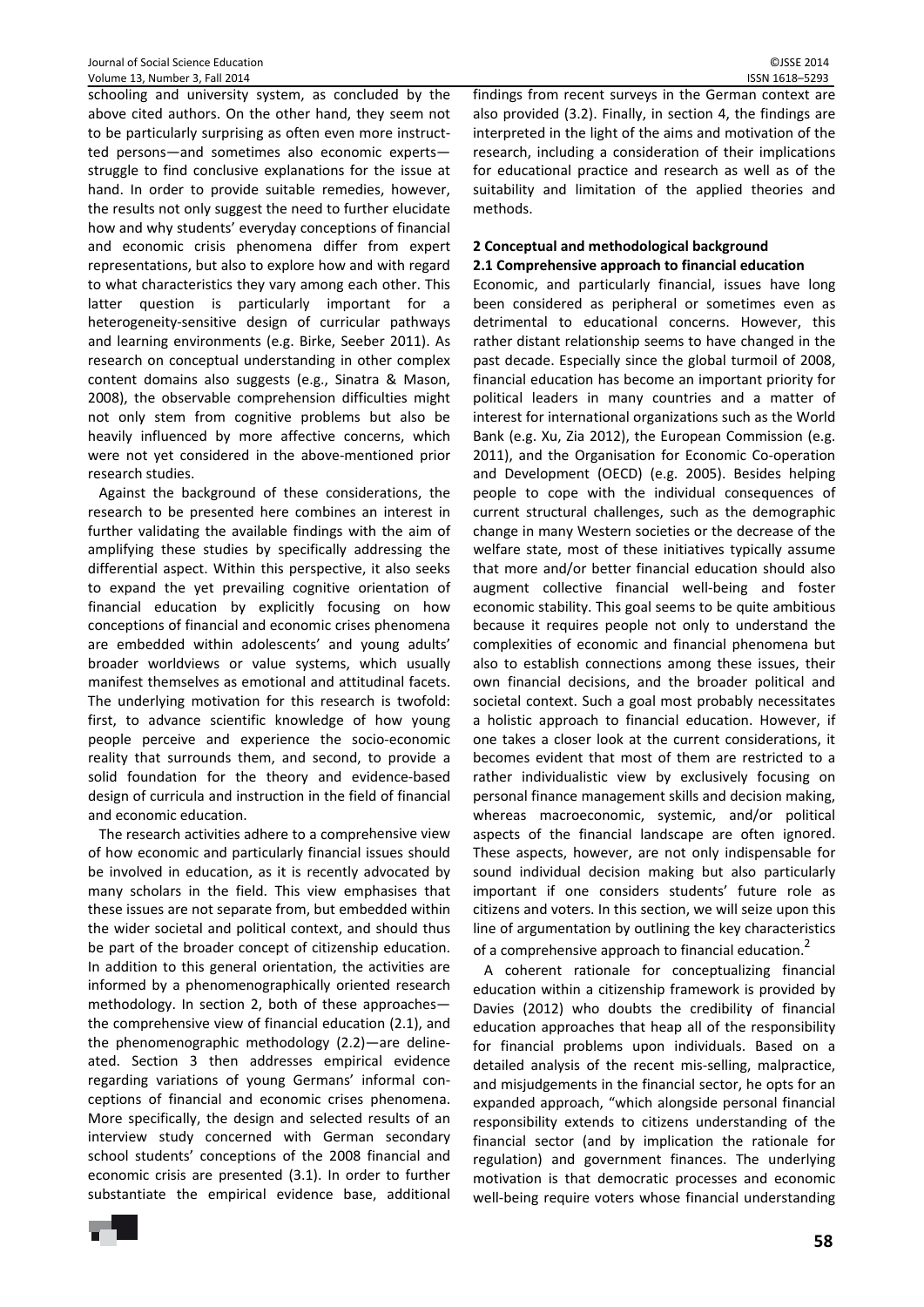schooling and university system, as concluded by the above cited authors. On the other hand, they seem not to be particularly surprising as often even more instructed persons—and sometimes also economic experts—struggle to find conclusive explanations for the issue at hand. In order to provide suitable remedies, however, the results not only suggest the need to further elucidate how and why students' everyday conceptions of financial and economic crisis phenomena differ from expert representations, but also to explore how and with regard to what characteristics they vary among each other. This latter question is particularly important for a heterogeneity-sensitive design of curricular pathways and learning environments (e.g. Birke, Seeber 2011). As research on conceptual understanding in other complex content domains also suggests (e.g., Sinatra & Mason, 2008), the observable comprehension difficulties might not only stem from cognitive problems but also be heavily influenced by more affective concerns, which were not yet considered in the above-mentioned prior research studies.

Against the background of these considerations, the research to be presented here combines an interest in further validating the available findings with the aim of amplifying these studies by specifically addressing the differential aspect. Within this perspective, it also seeks to expand the yet prevailing cognitive orientation of financial education by explicitly focusing on how conceptions of financial and economic crises phenomena are embedded within adolescents' and young adults' broader worldviews or value systems, which usually manifest themselves as emotional and attitudinal facets. The underlying motivation for this research is twofold: first, to advance scientific knowledge of how young people perceive and experience the socio-economic reality that surrounds them, and second, to provide a solid foundation for the theory and evidence-based design of curricula and instruction in the field of financial and economic education.

The research activities adhere to a comprehensive view of how economic and particularly financial issues should be involved in education, as it is recently advocated by many scholars in the field. This view emphasises that these issues are not separate from, but embedded within the wider societal and political context, and should thus be part of the broader concept of citizenship education. In addition to this general orientation, the activities are informed by a phenomenographically oriented research methodology. In section 2, both of these approaches—the comprehensive view of financial education (2.1), and the phenomenographic methodology (2.2)—are delineated. Section 3 then addresses empirical evidence regarding variations of young Germans' informal conceptions of financial and economic crises phenomena. More specifically, the design and selected results of an interview study concerned with German secondary school students' conceptions of the 2008 financial and economic crisis are presented (3.1). In order to further substantiate the empirical evidence base, additional findings from recent surveys in the German context are also provided (3.2). Finally, in section 4, the findings are interpreted in the light of the aims and motivation of the research, including a consideration of their implications for educational practice and research as well as of the suitability and limitation of the applied theories and methods.

## 2 Conceptual and methodological background

### 2.1 Comprehensive approach to financial education

Economic, and particularly financial, issues have long been considered as peripheral or sometimes even as detrimental to educational concerns. However, this rather distant relationship seems to have changed in the past decade. Especially since the global turmoil of 2008, financial education has become an important priority for political leaders in many countries and a matter of interest for international organizations such as the World Bank (e.g. Xu, Zia 2012), the European Commission (e.g. 2011), and the Organisation for Economic Co-operation and Development (OECD) (e.g. 2005). Besides helping people to cope with the individual consequences of current structural challenges, such as the demographic change in many Western societies or the decrease of the welfare state, most of these initiatives typically assume that more and/or better financial education should also augment collective financial well-being and foster economic stability. This goal seems to be quite ambitious because it requires people not only to understand the complexities of economic and financial phenomena but also to establish connections among these issues, their own financial decisions, and the broader political and societal context. Such a goal most probably necessitates a holistic approach to financial education. However, if one takes a closer look at the current considerations, it becomes evident that most of them are restricted to a rather individualistic view by exclusively focusing on personal finance management skills and decision making, whereas macroeconomic, systemic, and/or political aspects of the financial landscape are often ignored. These aspects, however, are not only indispensable for sound individual decision making but also particularly important if one considers students' future role as citizens and voters. In this section, we will seize upon this line of argumentation by outlining the key characteristics of a comprehensive approach to financial education.[2]

A coherent rationale for conceptualizing financial education within a citizenship framework is provided by Davies (2012) who doubts the credibility of financial education approaches that heap all of the responsibility for financial problems upon individuals. Based on a detailed analysis of the recent mis-selling, malpractice, and misjudgements in the financial sector, he opts for an expanded approach, "which alongside personal financial responsibility extends to citizens understanding of the financial sector (and by implication the rationale for regulation) and government finances. The underlying motivation is that democratic processes and economic well-being require voters whose financial understanding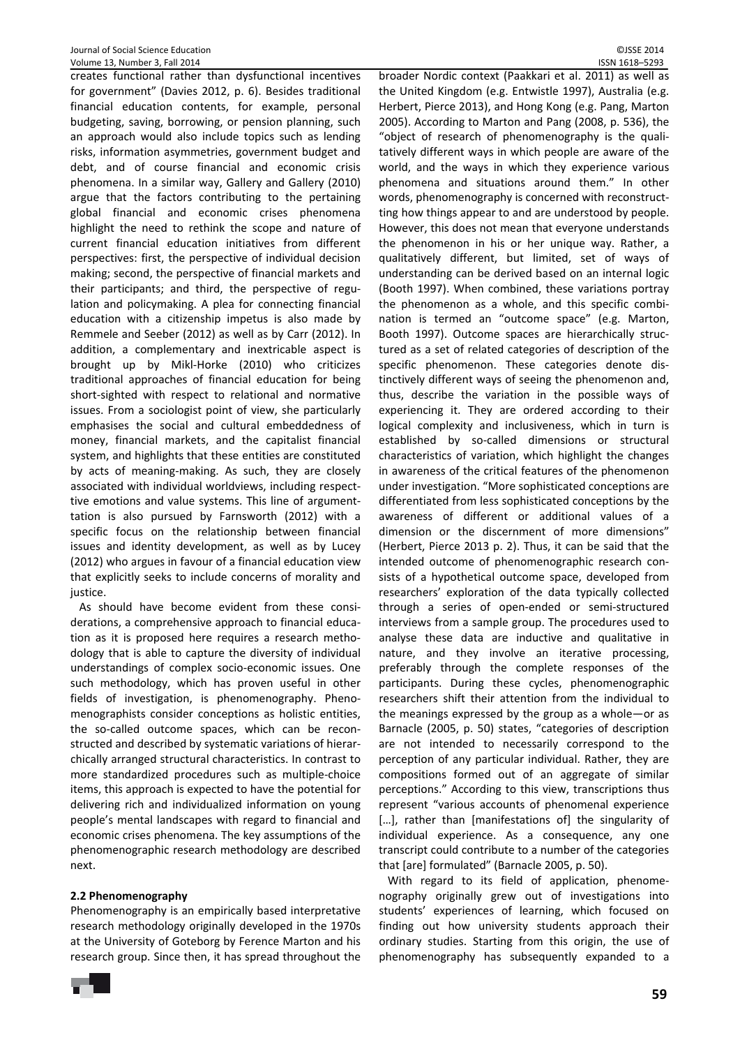creates functional rather than dysfunctional incentives for government" (Davies 2012, p. 6). Besides traditional financial education contents, for example, personal budgeting, saving, borrowing, or pension planning, such an approach would also include topics such as lending risks, information asymmetries, government budget and debt, and of course financial and economic crisis phenomena. In a similar way, Gallery and Gallery (2010) argue that the factors contributing to the pertaining global financial and economic crises phenomena highlight the need to rethink the scope and nature of current financial education initiatives from different perspectives: first, the perspective of individual decision making; second, the perspective of financial markets and their participants; and third, the perspective of regulation and policymaking. A plea for connecting financial education with a citizenship impetus is also made by Remmele and Seeber (2012) as well as by Carr (2012). In addition, a complementary and inextricable aspect is brought up by Mikl-Horke (2010) who criticizes traditional approaches of financial education for being short-sighted with respect to relational and normative issues. From a sociologist point of view, she particularly emphasises the social and cultural embeddedness of money, financial markets, and the capitalist financial system, and highlights that these entities are constituted by acts of meaning-making. As such, they are closely associated with individual worldviews, including respecttive emotions and value systems. This line of argumenttation is also pursued by Farnsworth (2012) with a specific focus on the relationship between financial issues and identity development, as well as by Lucey (2012) who argues in favour of a financial education view that explicitly seeks to include concerns of morality and justice.

As should have become evident from these considerations, a comprehensive approach to financial education as it is proposed here requires a research methodology that is able to capture the diversity of individual understandings of complex socio-economic issues. One such methodology, which has proven useful in other fields of investigation, is phenomenography. Phenomenographists consider conceptions as holistic entities, the so-called outcome spaces, which can be reconstructed and described by systematic variations of hierarchically arranged structural characteristics. In contrast to more standardized procedures such as multiple-choice items, this approach is expected to have the potential for delivering rich and individualized information on young people's mental landscapes with regard to financial and economic crises phenomena. The key assumptions of the phenomenographic research methodology are described next.

### 2.2 Phenomenography

Phenomenography is an empirically based interpretative research methodology originally developed in the 1970s at the University of Goteborg by Ference Marton and his research group. Since then, it has spread throughout the broader Nordic context (Paakkari et al. 2011) as well as the United Kingdom (e.g. Entwistle 1997), Australia (e.g. Herbert, Pierce 2013), and Hong Kong (e.g. Pang, Marton 2005). According to Marton and Pang (2008, p. 536), the "object of research of phenomenography is the qualitatively different ways in which people are aware of the world, and the ways in which they experience various phenomena and situations around them." In other words, phenomenography is concerned with reconstructting how things appear to and are understood by people. However, this does not mean that everyone understands the phenomenon in his or her unique way. Rather, a qualitatively different, but limited, set of ways of understanding can be derived based on an internal logic (Booth 1997). When combined, these variations portray the phenomenon as a whole, and this specific combination is termed an "outcome space" (e.g. Marton, Booth 1997). Outcome spaces are hierarchically structured as a set of related categories of description of the specific phenomenon. These categories denote distinctively different ways of seeing the phenomenon and, thus, describe the variation in the possible ways of experiencing it. They are ordered according to their logical complexity and inclusiveness, which in turn is established by so-called dimensions or structural characteristics of variation, which highlight the changes in awareness of the critical features of the phenomenon under investigation. "More sophisticated conceptions are differentiated from less sophisticated conceptions by the awareness of different or additional values of a dimension or the discernment of more dimensions" (Herbert, Pierce 2013 p. 2). Thus, it can be said that the intended outcome of phenomenographic research consists of a hypothetical outcome space, developed from researchers' exploration of the data typically collected through a series of open-ended or semi-structured interviews from a sample group. The procedures used to analyse these data are inductive and qualitative in nature, and they involve an iterative processing, preferably through the complete responses of the participants. During these cycles, phenomenographic researchers shift their attention from the individual to the meanings expressed by the group as a whole—or as Barnacle (2005, p. 50) states, "categories of description are not intended to necessarily correspond to the perception of any particular individual. Rather, they are compositions formed out of an aggregate of similar perceptions." According to this view, transcriptions thus represent "various accounts of phenomenal experience [...], rather than [manifestations of] the singularity of individual experience. As a consequence, any one transcript could contribute to a number of the categories that [are] formulated" (Barnacle 2005, p. 50).

With regard to its field of application, phenomenography originally grew out of investigations into students' experiences of learning, which focused on finding out how university students approach their ordinary studies. Starting from this origin, the use of phenomenography has subsequently expanded to a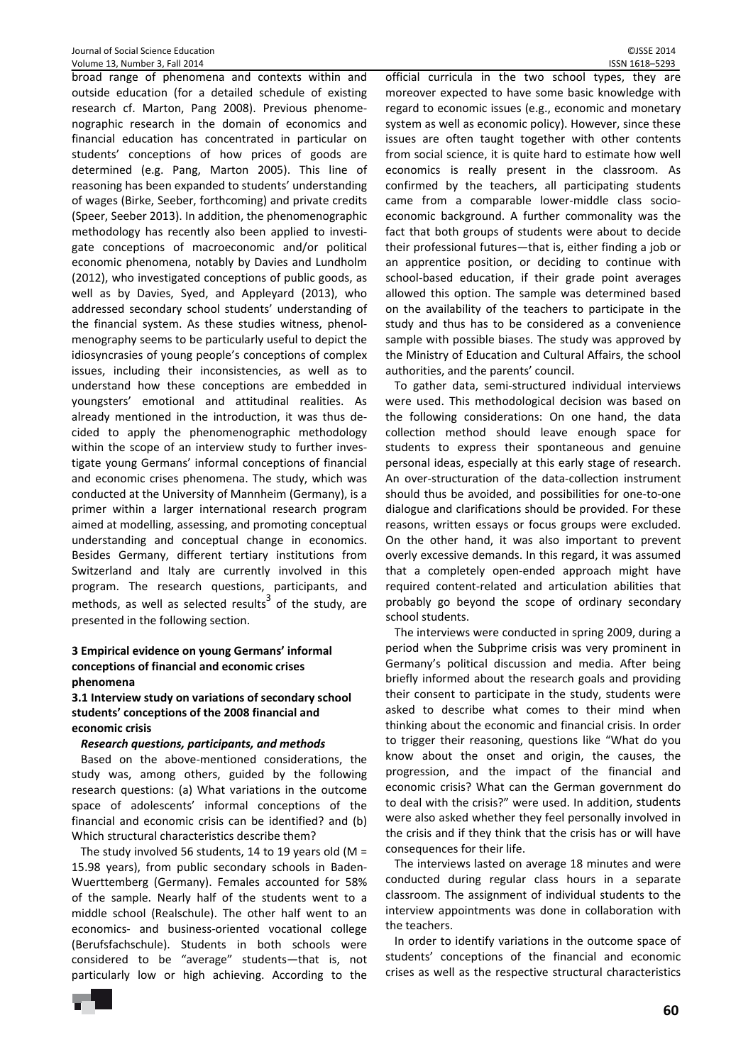broad range of phenomena and contexts within and outside education (for a detailed schedule of existing research cf. Marton, Pang 2008). Previous phenomenographic research in the domain of economics and financial education has concentrated in particular on students' conceptions of how prices of goods are determined (e.g. Pang, Marton 2005). This line of reasoning has been expanded to students' understanding of wages (Birke, Seeber, forthcoming) and private credits (Speer, Seeber 2013). In addition, the phenomenographic methodology has recently also been applied to investigate conceptions of macroeconomic and/or political economic phenomena, notably by Davies and Lundholm (2012), who investigated conceptions of public goods, as well as by Davies, Syed, and Appleyard (2013), who addressed secondary school students' understanding of the financial system. As these studies witness, phenolmenography seems to be particularly useful to depict the idiosyncrasies of young people's conceptions of complex issues, including their inconsistencies, as well as to understand how these conceptions are embedded in youngsters' emotional and attitudinal realities. As already mentioned in the introduction, it was thus decided to apply the phenomenographic methodology within the scope of an interview study to further investigate young Germans' informal conceptions of financial and economic crises phenomena. The study, which was conducted at the University of Mannheim (Germany), is a primer within a larger international research program aimed at modelling, assessing, and promoting conceptual understanding and conceptual change in economics. Besides Germany, different tertiary institutions from Switzerland and Italy are currently involved in this program. The research questions, participants, and methods, as well as selected results[3] of the study, are presented in the following section.

## 3 Empirical evidence on young Germans' informal conceptions of financial and economic crises phenomena

### 3.1 Interview study on variations of secondary school students' conceptions of the 2008 financial and economic crisis

***Research questions, participants, and methods***

Based on the above-mentioned considerations, the study was, among others, guided by the following research questions: (a) What variations in the outcome space of adolescents' informal conceptions of the financial and economic crisis can be identified? and (b) Which structural characteristics describe them?

The study involved 56 students, 14 to 19 years old (M = 15.98 years), from public secondary schools in Baden-Wuerttemberg (Germany). Females accounted for 58% of the sample. Nearly half of the students went to a middle school (Realschule). The other half went to an economics- and business-oriented vocational college (Berufsfachschule). Students in both schools were considered to be "average" students—that is, not particularly low or high achieving. According to the official curricula in the two school types, they are moreover expected to have some basic knowledge with regard to economic issues (e.g., economic and monetary system as well as economic policy). However, since these issues are often taught together with other contents from social science, it is quite hard to estimate how well economics is really present in the classroom. As confirmed by the teachers, all participating students came from a comparable lower-middle class socio-economic background. A further commonality was the fact that both groups of students were about to decide their professional futures—that is, either finding a job or an apprentice position, or deciding to continue with school-based education, if their grade point averages allowed this option. The sample was determined based on the availability of the teachers to participate in the study and thus has to be considered as a convenience sample with possible biases. The study was approved by the Ministry of Education and Cultural Affairs, the school authorities, and the parents' council.

To gather data, semi-structured individual interviews were used. This methodological decision was based on the following considerations: On one hand, the data collection method should leave enough space for students to express their spontaneous and genuine personal ideas, especially at this early stage of research. An over-structuration of the data-collection instrument should thus be avoided, and possibilities for one-to-one dialogue and clarifications should be provided. For these reasons, written essays or focus groups were excluded. On the other hand, it was also important to prevent overly excessive demands. In this regard, it was assumed that a completely open-ended approach might have required content-related and articulation abilities that probably go beyond the scope of ordinary secondary school students.

The interviews were conducted in spring 2009, during a period when the Subprime crisis was very prominent in Germany's political discussion and media. After being briefly informed about the research goals and providing their consent to participate in the study, students were asked to describe what comes to their mind when thinking about the economic and financial crisis. In order to trigger their reasoning, questions like "What do you know about the onset and origin, the causes, the progression, and the impact of the financial and economic crisis? What can the German government do to deal with the crisis?" were used. In addition, students were also asked whether they feel personally involved in the crisis and if they think that the crisis has or will have consequences for their life.

The interviews lasted on average 18 minutes and were conducted during regular class hours in a separate classroom. The assignment of individual students to the interview appointments was done in collaboration with the teachers.

In order to identify variations in the outcome space of students' conceptions of the financial and economic crises as well as the respective structural characteristics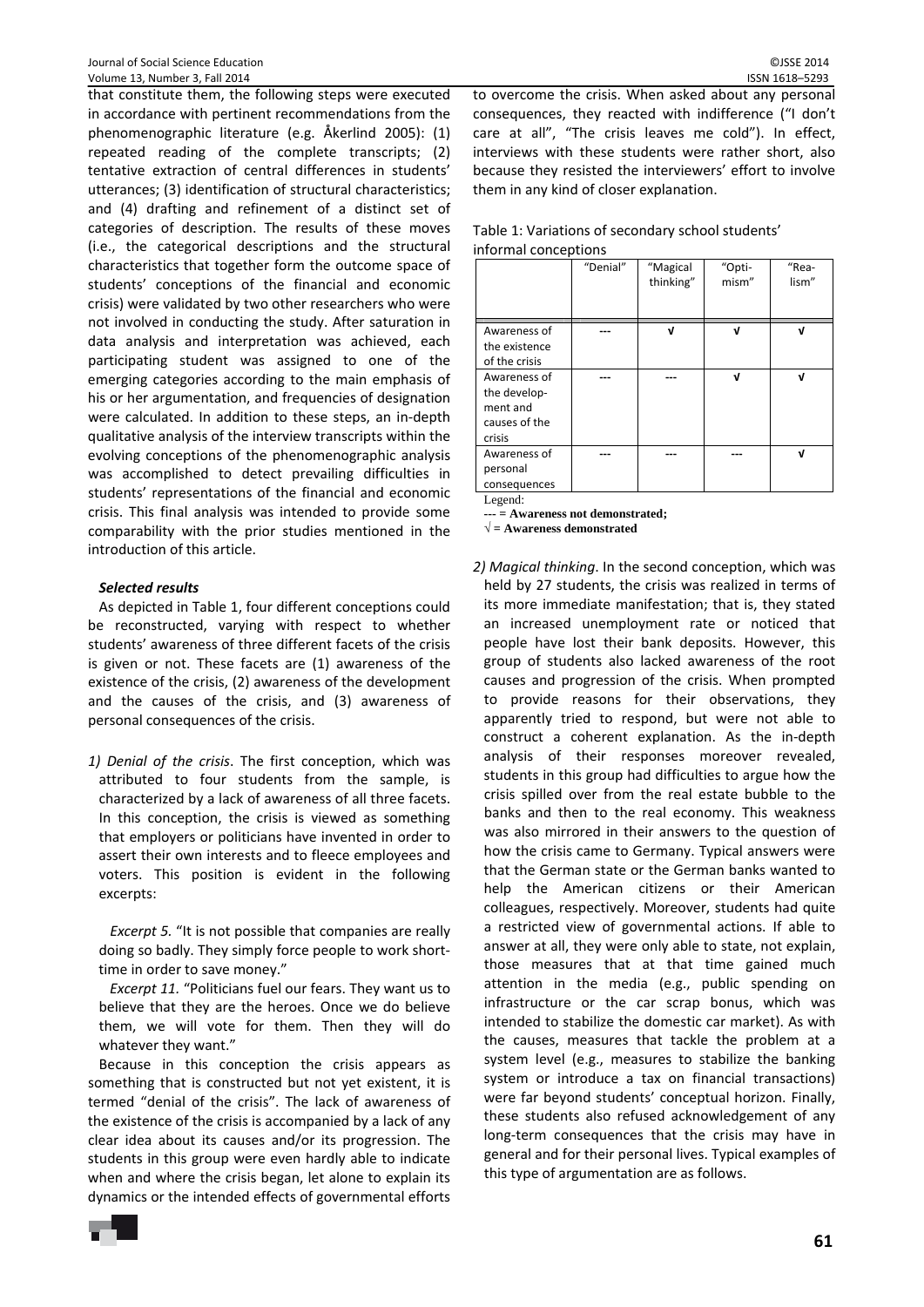that constitute them, the following steps were executed in accordance with pertinent recommendations from the phenomenographic literature (e.g. Åkerlind 2005): (1) repeated reading of the complete transcripts; (2) tentative extraction of central differences in students' utterances; (3) identification of structural characteristics; and (4) drafting and refinement of a distinct set of categories of description. The results of these moves (i.e., the categorical descriptions and the structural characteristics that together form the outcome space of students' conceptions of the financial and economic crisis) were validated by two other researchers who were not involved in conducting the study. After saturation in data analysis and interpretation was achieved, each participating student was assigned to one of the emerging categories according to the main emphasis of his or her argumentation, and frequencies of designation were calculated. In addition to these steps, an in-depth qualitative analysis of the interview transcripts within the evolving conceptions of the phenomenographic analysis was accomplished to detect prevailing difficulties in students' representations of the financial and economic crisis. This final analysis was intended to provide some comparability with the prior studies mentioned in the introduction of this article.

### *Selected results*

As depicted in Table 1, four different conceptions could be reconstructed, varying with respect to whether students' awareness of three different facets of the crisis is given or not. These facets are (1) awareness of the existence of the crisis, (2) awareness of the development and the causes of the crisis, and (3) awareness of personal consequences of the crisis.

*1) Denial of the crisis*. The first conception, which was attributed to four students from the sample, is characterized by a lack of awareness of all three facets. In this conception, the crisis is viewed as something that employers or politicians have invented in order to assert their own interests and to fleece employees and voters. This position is evident in the following excerpts:

*Excerpt 5.* "It is not possible that companies are really doing so badly. They simply force people to work short-time in order to save money."

*Excerpt 11.* "Politicians fuel our fears. They want us to believe that they are the heroes. Once we do believe them, we will vote for them. Then they will do whatever they want."

Because in this conception the crisis appears as something that is constructed but not yet existent, it is termed "denial of the crisis". The lack of awareness of the existence of the crisis is accompanied by a lack of any clear idea about its causes and/or its progression. The students in this group were even hardly able to indicate when and where the crisis began, let alone to explain its dynamics or the intended effects of governmental efforts to overcome the crisis. When asked about any personal consequences, they reacted with indifference ("I don't care at all", "The crisis leaves me cold"). In effect, interviews with these students were rather short, also because they resisted the interviewers' effort to involve them in any kind of closer explanation.

Table 1: Variations of secondary school students' informal conceptions

| | "Denial" | "Magical thinking" | "Opti-mism" | "Rea-lism" |
|---|---|---|---|---|
| Awareness of the existence of the crisis | --- | √ | √ | √ |
| Awareness of the develop-ment and causes of the crisis | --- | --- | √ | √ |
| Awareness of personal consequences | --- | --- | --- | √ |

Legend:
--- = **Awareness not demonstrated;**
√ = **Awareness demonstrated**

*2) Magical thinking*. In the second conception, which was held by 27 students, the crisis was realized in terms of its more immediate manifestation; that is, they stated an increased unemployment rate or noticed that people have lost their bank deposits. However, this group of students also lacked awareness of the root causes and progression of the crisis. When prompted to provide reasons for their observations, they apparently tried to respond, but were not able to construct a coherent explanation. As the in-depth analysis of their responses moreover revealed, students in this group had difficulties to argue how the crisis spilled over from the real estate bubble to the banks and then to the real economy. This weakness was also mirrored in their answers to the question of how the crisis came to Germany. Typical answers were that the German state or the German banks wanted to help the American citizens or their American colleagues, respectively. Moreover, students had quite a restricted view of governmental actions. If able to answer at all, they were only able to state, not explain, those measures that at that time gained much attention in the media (e.g., public spending on infrastructure or the car scrap bonus, which was intended to stabilize the domestic car market). As with the causes, measures that tackle the problem at a system level (e.g., measures to stabilize the banking system or introduce a tax on financial transactions) were far beyond students' conceptual horizon. Finally, these students also refused acknowledgement of any long-term consequences that the crisis may have in general and for their personal lives. Typical examples of this type of argumentation are as follows.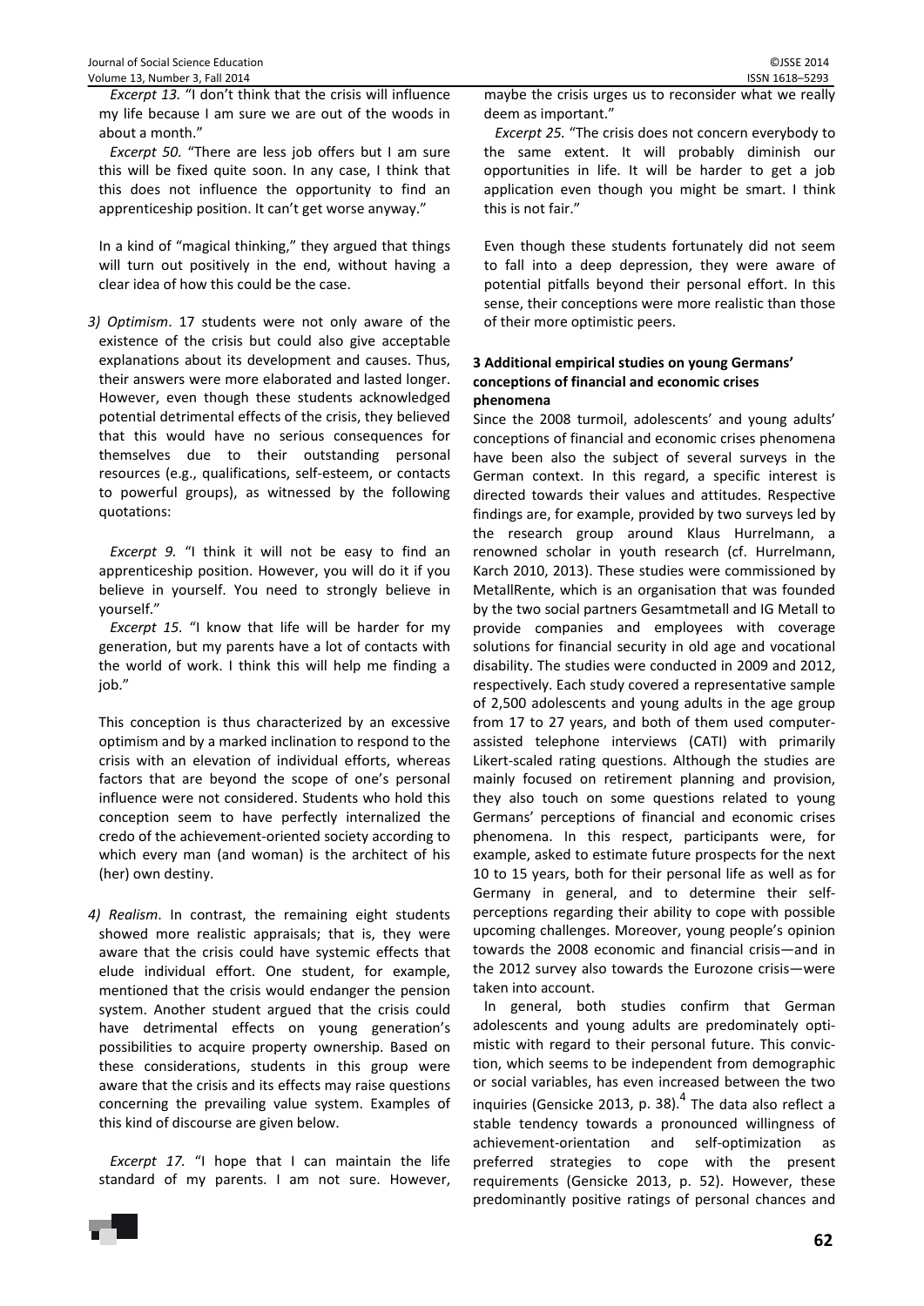*Excerpt 13.* "I don't think that the crisis will influence my life because I am sure we are out of the woods in about a month."

*Excerpt 50.* "There are less job offers but I am sure this will be fixed quite soon. In any case, I think that this does not influence the opportunity to find an apprenticeship position. It can't get worse anyway."

In a kind of "magical thinking," they argued that things will turn out positively in the end, without having a clear idea of how this could be the case.

*3) Optimism*. 17 students were not only aware of the existence of the crisis but could also give acceptable explanations about its development and causes. Thus, their answers were more elaborated and lasted longer. However, even though these students acknowledged potential detrimental effects of the crisis, they believed that this would have no serious consequences for themselves due to their outstanding personal resources (e.g., qualifications, self-esteem, or contacts to powerful groups), as witnessed by the following quotations:

*Excerpt 9.* "I think it will not be easy to find an apprenticeship position. However, you will do it if you believe in yourself. You need to strongly believe in yourself."

*Excerpt 15.* "I know that life will be harder for my generation, but my parents have a lot of contacts with the world of work. I think this will help me finding a job."

This conception is thus characterized by an excessive optimism and by a marked inclination to respond to the crisis with an elevation of individual efforts, whereas factors that are beyond the scope of one's personal influence were not considered. Students who hold this conception seem to have perfectly internalized the credo of the achievement-oriented society according to which every man (and woman) is the architect of his (her) own destiny.

*4) Realism*. In contrast, the remaining eight students showed more realistic appraisals; that is, they were aware that the crisis could have systemic effects that elude individual effort. One student, for example, mentioned that the crisis would endanger the pension system. Another student argued that the crisis could have detrimental effects on young generation's possibilities to acquire property ownership. Based on these considerations, students in this group were aware that the crisis and its effects may raise questions concerning the prevailing value system. Examples of this kind of discourse are given below.

*Excerpt 17.* "I hope that I can maintain the life standard of my parents. I am not sure. However, maybe the crisis urges us to reconsider what we really deem as important."

*Excerpt 25.* "The crisis does not concern everybody to the same extent. It will probably diminish our opportunities in life. It will be harder to get a job application even though you might be smart. I think this is not fair."

Even though these students fortunately did not seem to fall into a deep depression, they were aware of potential pitfalls beyond their personal effort. In this sense, their conceptions were more realistic than those of their more optimistic peers.

## 3 Additional empirical studies on young Germans' conceptions of financial and economic crises phenomena

Since the 2008 turmoil, adolescents' and young adults' conceptions of financial and economic crises phenomena have been also the subject of several surveys in the German context. In this regard, a specific interest is directed towards their values and attitudes. Respective findings are, for example, provided by two surveys led by the research group around Klaus Hurrelmann, a renowned scholar in youth research (cf. Hurrelmann, Karch 2010, 2013). These studies were commissioned by MetallRente, which is an organisation that was founded by the two social partners Gesamtmetall and IG Metall to provide companies and employees with coverage solutions for financial security in old age and vocational disability. The studies were conducted in 2009 and 2012, respectively. Each study covered a representative sample of 2,500 adolescents and young adults in the age group from 17 to 27 years, and both of them used computer-assisted telephone interviews (CATI) with primarily Likert-scaled rating questions. Although the studies are mainly focused on retirement planning and provision, they also touch on some questions related to young Germans' perceptions of financial and economic crises phenomena. In this respect, participants were, for example, asked to estimate future prospects for the next 10 to 15 years, both for their personal life as well as for Germany in general, and to determine their self-perceptions regarding their ability to cope with possible upcoming challenges. Moreover, young people's opinion towards the 2008 economic and financial crisis—and in the 2012 survey also towards the Eurozone crisis—were taken into account.

In general, both studies confirm that German adolescents and young adults are predominately optimistic with regard to their personal future. This conviction, which seems to be independent from demographic or social variables, has even increased between the two inquiries (Gensicke 2013, p. 38).[4] The data also reflect a stable tendency towards a pronounced willingness of achievement-orientation and self-optimization as preferred strategies to cope with the present requirements (Gensicke 2013, p. 52). However, these predominantly positive ratings of personal chances and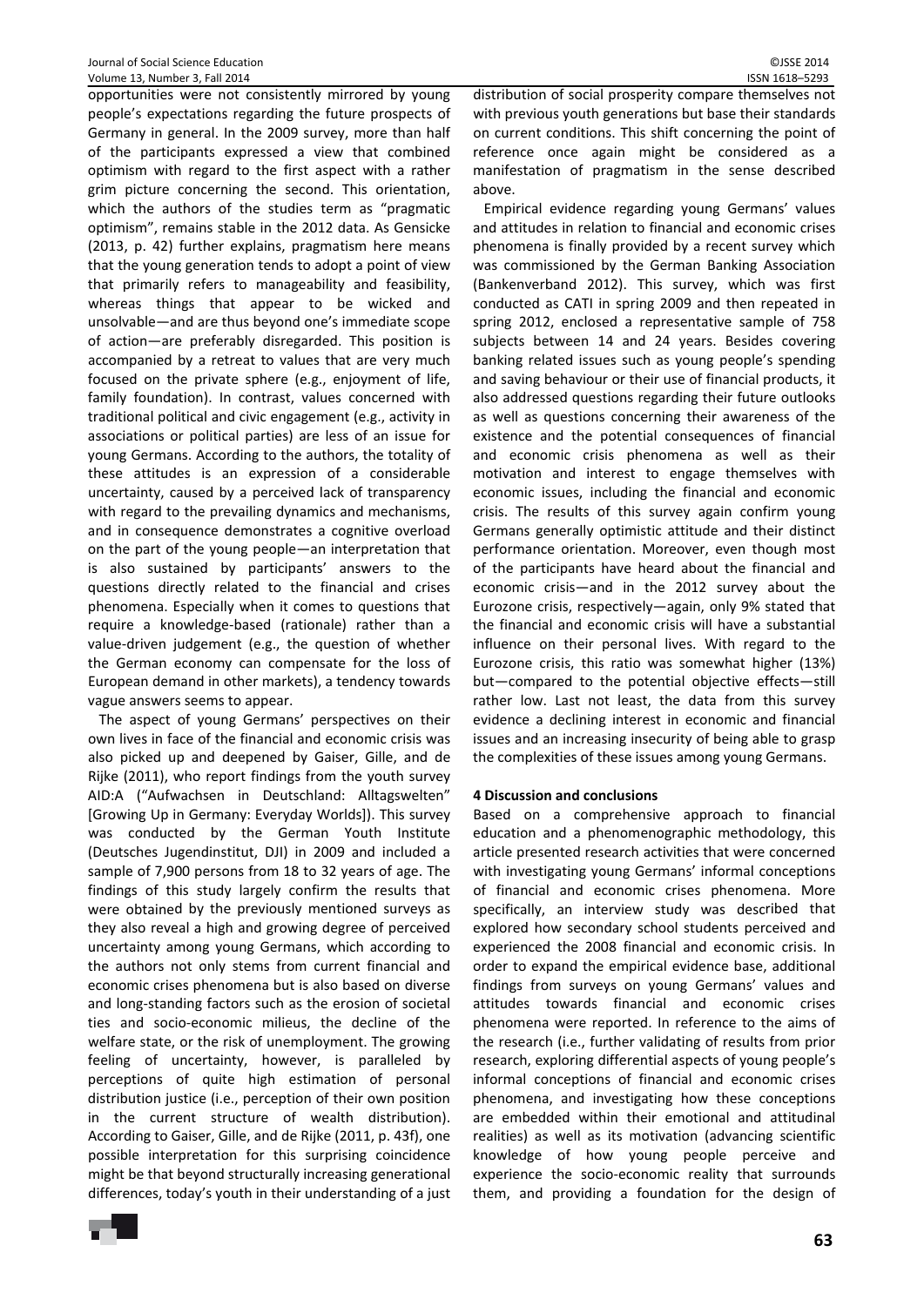opportunities were not consistently mirrored by young people's expectations regarding the future prospects of Germany in general. In the 2009 survey, more than half of the participants expressed a view that combined optimism with regard to the first aspect with a rather grim picture concerning the second. This orientation, which the authors of the studies term as "pragmatic optimism", remains stable in the 2012 data. As Gensicke (2013, p. 42) further explains, pragmatism here means that the young generation tends to adopt a point of view that primarily refers to manageability and feasibility, whereas things that appear to be wicked and unsolvable—and are thus beyond one's immediate scope of action—are preferably disregarded. This position is accompanied by a retreat to values that are very much focused on the private sphere (e.g., enjoyment of life, family foundation). In contrast, values concerned with traditional political and civic engagement (e.g., activity in associations or political parties) are less of an issue for young Germans. According to the authors, the totality of these attitudes is an expression of a considerable uncertainty, caused by a perceived lack of transparency with regard to the prevailing dynamics and mechanisms, and in consequence demonstrates a cognitive overload on the part of the young people—an interpretation that is also sustained by participants' answers to the questions directly related to the financial and crises phenomena. Especially when it comes to questions that require a knowledge-based (rationale) rather than a value-driven judgement (e.g., the question of whether the German economy can compensate for the loss of European demand in other markets), a tendency towards vague answers seems to appear.

The aspect of young Germans' perspectives on their own lives in face of the financial and economic crisis was also picked up and deepened by Gaiser, Gille, and de Rijke (2011), who report findings from the youth survey AID:A ("Aufwachsen in Deutschland: Alltagswelten" [Growing Up in Germany: Everyday Worlds]). This survey was conducted by the German Youth Institute (Deutsches Jugendinstitut, DJI) in 2009 and included a sample of 7,900 persons from 18 to 32 years of age. The findings of this study largely confirm the results that were obtained by the previously mentioned surveys as they also reveal a high and growing degree of perceived uncertainty among young Germans, which according to the authors not only stems from current financial and economic crises phenomena but is also based on diverse and long-standing factors such as the erosion of societal ties and socio-economic milieus, the decline of the welfare state, or the risk of unemployment. The growing feeling of uncertainty, however, is paralleled by perceptions of quite high estimation of personal distribution justice (i.e., perception of their own position in the current structure of wealth distribution). According to Gaiser, Gille, and de Rijke (2011, p. 43f), one possible interpretation for this surprising coincidence might be that beyond structurally increasing generational differences, today's youth in their understanding of a just distribution of social prosperity compare themselves not with previous youth generations but base their standards on current conditions. This shift concerning the point of reference once again might be considered as a manifestation of pragmatism in the sense described above.

Empirical evidence regarding young Germans' values and attitudes in relation to financial and economic crises phenomena is finally provided by a recent survey which was commissioned by the German Banking Association (Bankenverband 2012). This survey, which was first conducted as CATI in spring 2009 and then repeated in spring 2012, enclosed a representative sample of 758 subjects between 14 and 24 years. Besides covering banking related issues such as young people's spending and saving behaviour or their use of financial products, it also addressed questions regarding their future outlooks as well as questions concerning their awareness of the existence and the potential consequences of financial and economic crisis phenomena as well as their motivation and interest to engage themselves with economic issues, including the financial and economic crisis. The results of this survey again confirm young Germans generally optimistic attitude and their distinct performance orientation. Moreover, even though most of the participants have heard about the financial and economic crisis—and in the 2012 survey about the Eurozone crisis, respectively—again, only 9% stated that the financial and economic crisis will have a substantial influence on their personal lives. With regard to the Eurozone crisis, this ratio was somewhat higher (13%) but—compared to the potential objective effects—still rather low. Last not least, the data from this survey evidence a declining interest in economic and financial issues and an increasing insecurity of being able to grasp the complexities of these issues among young Germans.

## 4 Discussion and conclusions

Based on a comprehensive approach to financial education and a phenomenographic methodology, this article presented research activities that were concerned with investigating young Germans' informal conceptions of financial and economic crises phenomena. More specifically, an interview study was described that explored how secondary school students perceived and experienced the 2008 financial and economic crisis. In order to expand the empirical evidence base, additional findings from surveys on young Germans' values and attitudes towards financial and economic crises phenomena were reported. In reference to the aims of the research (i.e., further validating of results from prior research, exploring differential aspects of young people's informal conceptions of financial and economic crises phenomena, and investigating how these conceptions are embedded within their emotional and attitudinal realities) as well as its motivation (advancing scientific knowledge of how young people perceive and experience the socio-economic reality that surrounds them, and providing a foundation for the design of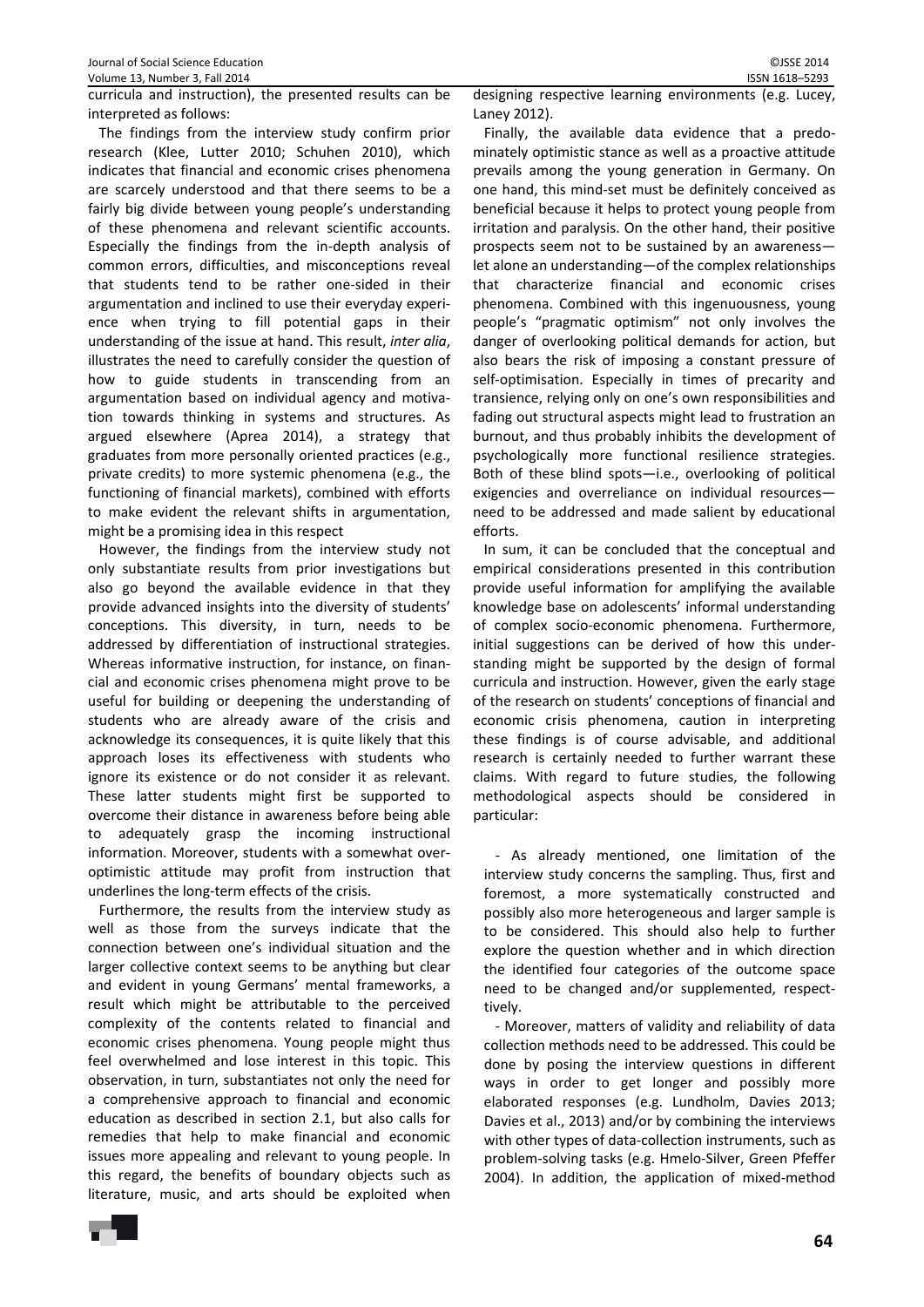curricula and instruction), the presented results can be interpreted as follows:

The findings from the interview study confirm prior research (Klee, Lutter 2010; Schuhen 2010), which indicates that financial and economic crises phenomena are scarcely understood and that there seems to be a fairly big divide between young people's understanding of these phenomena and relevant scientific accounts. Especially the findings from the in-depth analysis of common errors, difficulties, and misconceptions reveal that students tend to be rather one-sided in their argumentation and inclined to use their everyday experience when trying to fill potential gaps in their understanding of the issue at hand. This result, *inter alia*, illustrates the need to carefully consider the question of how to guide students in transcending from an argumentation based on individual agency and motivation towards thinking in systems and structures. As argued elsewhere (Aprea 2014), a strategy that graduates from more personally oriented practices (e.g., private credits) to more systemic phenomena (e.g., the functioning of financial markets), combined with efforts to make evident the relevant shifts in argumentation, might be a promising idea in this respect

However, the findings from the interview study not only substantiate results from prior investigations but also go beyond the available evidence in that they provide advanced insights into the diversity of students' conceptions. This diversity, in turn, needs to be addressed by differentiation of instructional strategies. Whereas informative instruction, for instance, on financial and economic crises phenomena might prove to be useful for building or deepening the understanding of students who are already aware of the crisis and acknowledge its consequences, it is quite likely that this approach loses its effectiveness with students who ignore its existence or do not consider it as relevant. These latter students might first be supported to overcome their distance in awareness before being able to adequately grasp the incoming instructional information. Moreover, students with a somewhat overoptimistic attitude may profit from instruction that underlines the long-term effects of the crisis.

Furthermore, the results from the interview study as well as those from the surveys indicate that the connection between one's individual situation and the larger collective context seems to be anything but clear and evident in young Germans' mental frameworks, a result which might be attributable to the perceived complexity of the contents related to financial and economic crises phenomena. Young people might thus feel overwhelmed and lose interest in this topic. This observation, in turn, substantiates not only the need for a comprehensive approach to financial and economic education as described in section 2.1, but also calls for remedies that help to make financial and economic issues more appealing and relevant to young people. In this regard, the benefits of boundary objects such as literature, music, and arts should be exploited when designing respective learning environments (e.g. Lucey, Laney 2012).

Finally, the available data evidence that a predominately optimistic stance as well as a proactive attitude prevails among the young generation in Germany. On one hand, this mind-set must be definitely conceived as beneficial because it helps to protect young people from irritation and paralysis. On the other hand, their positive prospects seem not to be sustained by an awareness—let alone an understanding—of the complex relationships that characterize financial and economic crises phenomena. Combined with this ingenuousness, young people's "pragmatic optimism" not only involves the danger of overlooking political demands for action, but also bears the risk of imposing a constant pressure of self-optimisation. Especially in times of precarity and transience, relying only on one's own responsibilities and fading out structural aspects might lead to frustration an burnout, and thus probably inhibits the development of psychologically more functional resilience strategies. Both of these blind spots—i.e., overlooking of political exigencies and overreliance on individual resources—need to be addressed and made salient by educational efforts.

In sum, it can be concluded that the conceptual and empirical considerations presented in this contribution provide useful information for amplifying the available knowledge base on adolescents' informal understanding of complex socio-economic phenomena. Furthermore, initial suggestions can be derived of how this understanding might be supported by the design of formal curricula and instruction. However, given the early stage of the research on students' conceptions of financial and economic crisis phenomena, caution in interpreting these findings is of course advisable, and additional research is certainly needed to further warrant these claims. With regard to future studies, the following methodological aspects should be considered in particular:

- As already mentioned, one limitation of the interview study concerns the sampling. Thus, first and foremost, a more systematically constructed and possibly also more heterogeneous and larger sample is to be considered. This should also help to further explore the question whether and in which direction the identified four categories of the outcome space need to be changed and/or supplemented, respectively.
- Moreover, matters of validity and reliability of data collection methods need to be addressed. This could be done by posing the interview questions in different ways in order to get longer and possibly more elaborated responses (e.g. Lundholm, Davies 2013; Davies et al., 2013) and/or by combining the interviews with other types of data-collection instruments, such as problem-solving tasks (e.g. Hmelo-Silver, Green Pfeffer 2004). In addition, the application of mixed-method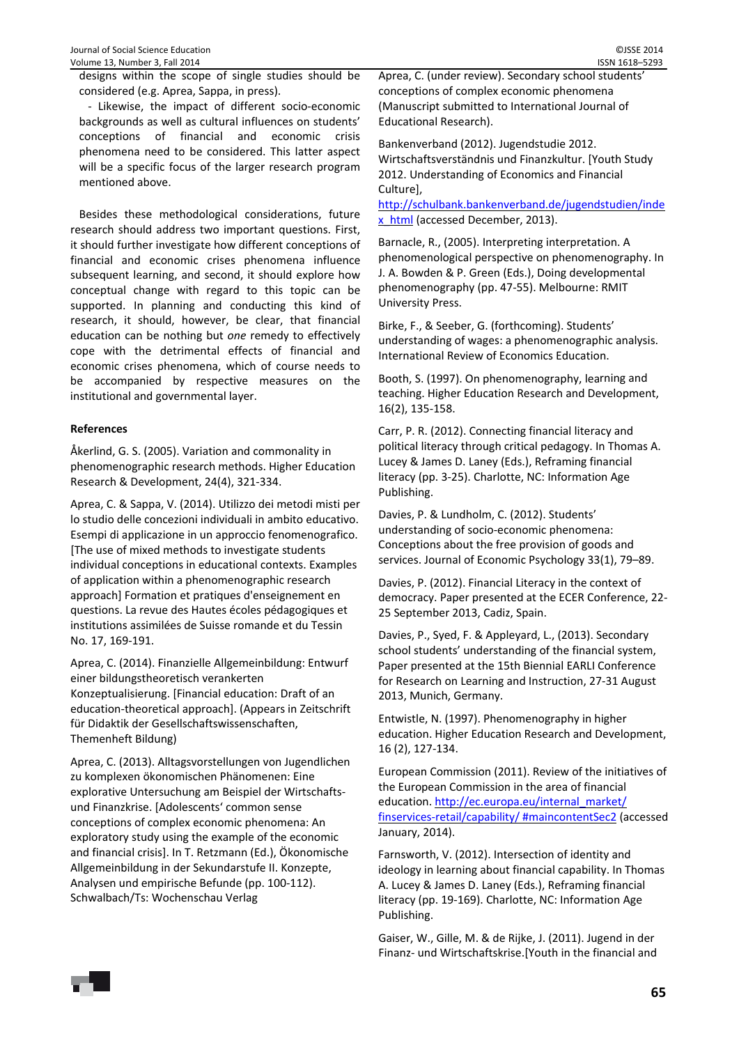designs within the scope of single studies should be considered (e.g. Aprea, Sappa, in press).

- Likewise, the impact of different socio-economic backgrounds as well as cultural influences on students' conceptions of financial and economic crisis phenomena need to be considered. This latter aspect will be a specific focus of the larger research program mentioned above.

Besides these methodological considerations, future research should address two important questions. First, it should further investigate how different conceptions of financial and economic crises phenomena influence subsequent learning, and second, it should explore how conceptual change with regard to this topic can be supported. In planning and conducting this kind of research, it should, however, be clear, that financial education can be nothing but *one* remedy to effectively cope with the detrimental effects of financial and economic crises phenomena, which of course needs to be accompanied by respective measures on the institutional and governmental layer.

**References**

Åkerlind, G. S. (2005). Variation and commonality in phenomenographic research methods. Higher Education Research & Development, 24(4), 321-334.

Aprea, C. & Sappa, V. (2014). Utilizzo dei metodi misti per lo studio delle concezioni individuali in ambito educativo. Esempi di applicazione in un approccio fenomenografico. [The use of mixed methods to investigate students individual conceptions in educational contexts. Examples of application within a phenomenographic research approach] Formation et pratiques d'enseignement en questions. La revue des Hautes écoles pédagogiques et institutions assimilées de Suisse romande et du Tessin No. 17, 169-191.

Aprea, C. (2014). Finanzielle Allgemeinbildung: Entwurf einer bildungstheoretisch verankerten Konzeptualisierung. [Financial education: Draft of an education-theoretical approach]. (Appears in Zeitschrift für Didaktik der Gesellschaftswissenschaften, Themenheft Bildung)

Aprea, C. (2013). Alltagsvorstellungen von Jugendlichen zu komplexen ökonomischen Phänomenen: Eine explorative Untersuchung am Beispiel der Wirtschafts- und Finanzkrise. [Adolescents' common sense conceptions of complex economic phenomena: An exploratory study using the example of the economic and financial crisis]. In T. Retzmann (Ed.), Ökonomische Allgemeinbildung in der Sekundarstufe II. Konzepte, Analysen und empirische Befunde (pp. 100-112). Schwalbach/Ts: Wochenschau Verlag

Aprea, C. (under review). Secondary school students' conceptions of complex economic phenomena (Manuscript submitted to International Journal of Educational Research).

Bankenverband (2012). Jugendstudie 2012. Wirtschaftsverständnis und Finanzkultur. [Youth Study 2012. Understanding of Economics and Financial Culture], http://schulbank.bankenverband.de/jugendstudien/index_html (accessed December, 2013).

Barnacle, R., (2005). Interpreting interpretation. A phenomenological perspective on phenomenography. In J. A. Bowden & P. Green (Eds.), Doing developmental phenomenography (pp. 47-55). Melbourne: RMIT University Press.

Birke, F., & Seeber, G. (forthcoming). Students' understanding of wages: a phenomenographic analysis. International Review of Economics Education.

Booth, S. (1997). On phenomenography, learning and teaching. Higher Education Research and Development, 16(2), 135-158.

Carr, P. R. (2012). Connecting financial literacy and political literacy through critical pedagogy. In Thomas A. Lucey & James D. Laney (Eds.), Reframing financial literacy (pp. 3-25). Charlotte, NC: Information Age Publishing.

Davies, P. & Lundholm, C. (2012). Students' understanding of socio-economic phenomena: Conceptions about the free provision of goods and services. Journal of Economic Psychology 33(1), 79–89.

Davies, P. (2012). Financial Literacy in the context of democracy. Paper presented at the ECER Conference, 22-25 September 2013, Cadiz, Spain.

Davies, P., Syed, F. & Appleyard, L., (2013). Secondary school students' understanding of the financial system, Paper presented at the 15th Biennial EARLI Conference for Research on Learning and Instruction, 27-31 August 2013, Munich, Germany.

Entwistle, N. (1997). Phenomenography in higher education. Higher Education Research and Development, 16 (2), 127-134.

European Commission (2011). Review of the initiatives of the European Commission in the area of financial education. http://ec.europa.eu/internal_market/finservices-retail/capability/ #maincontentSec2 (accessed January, 2014).

Farnsworth, V. (2012). Intersection of identity and ideology in learning about financial capability. In Thomas A. Lucey & James D. Laney (Eds.), Reframing financial literacy (pp. 19-169). Charlotte, NC: Information Age Publishing.

Gaiser, W., Gille, M. & de Rijke, J. (2011). Jugend in der Finanz- und Wirtschaftskrise.[Youth in the financial and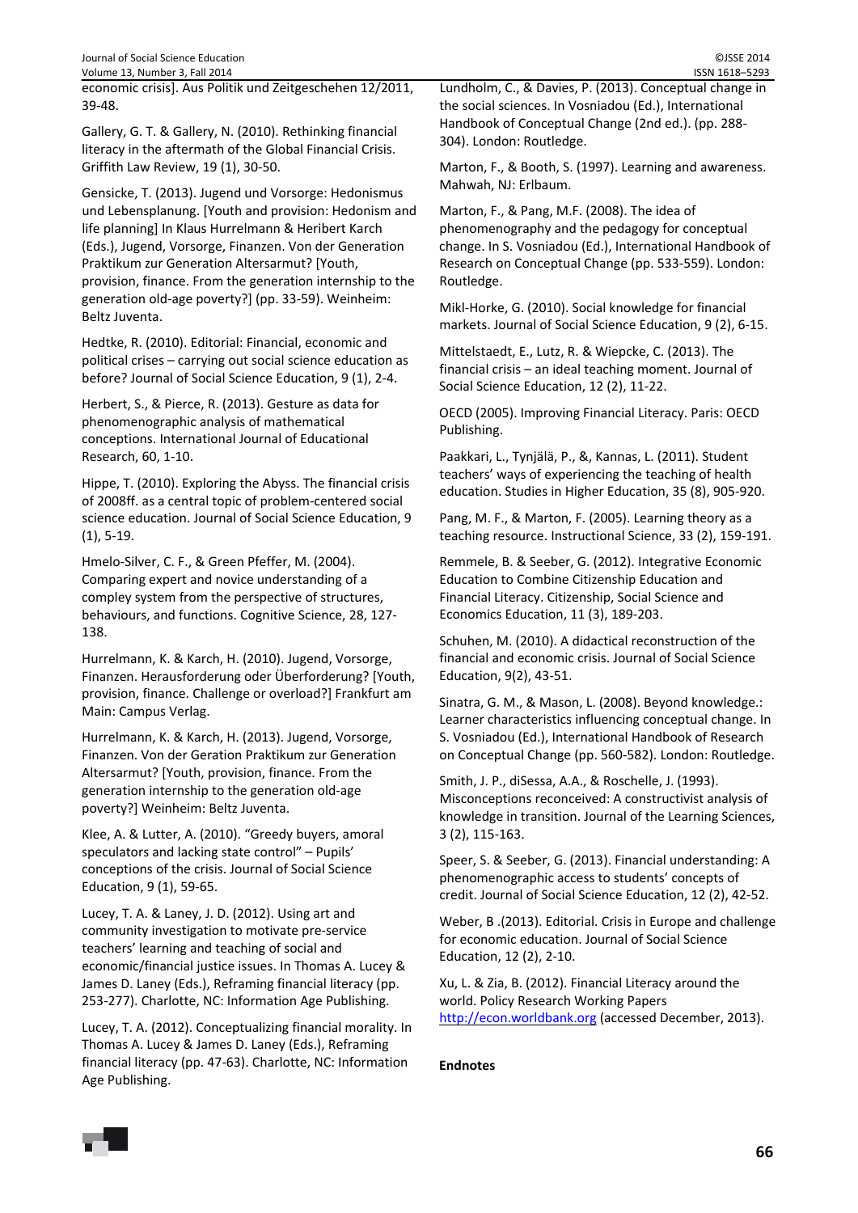economic crisis]. Aus Politik und Zeitgeschehen 12/2011, 39-48.

Gallery, G. T. & Gallery, N. (2010). Rethinking financial literacy in the aftermath of the Global Financial Crisis. Griffith Law Review, 19 (1), 30-50.

Gensicke, T. (2013). Jugend und Vorsorge: Hedonismus und Lebensplanung. [Youth and provision: Hedonism and life planning] In Klaus Hurrelmann & Heribert Karch (Eds.), Jugend, Vorsorge, Finanzen. Von der Generation Praktikum zur Generation Altersarmut? [Youth, provision, finance. From the generation internship to the generation old-age poverty?] (pp. 33-59). Weinheim: Beltz Juventa.

Hedtke, R. (2010). Editorial: Financial, economic and political crises – carrying out social science education as before? Journal of Social Science Education, 9 (1), 2-4.

Herbert, S., & Pierce, R. (2013). Gesture as data for phenomenographic analysis of mathematical conceptions. International Journal of Educational Research, 60, 1-10.

Hippe, T. (2010). Exploring the Abyss. The financial crisis of 2008ff. as a central topic of problem-centered social science education. Journal of Social Science Education, 9 (1), 5-19.

Hmelo-Silver, C. F., & Green Pfeffer, M. (2004). Comparing expert and novice understanding of a compley system from the perspective of structures, behaviours, and functions. Cognitive Science, 28, 127-138.

Hurrelmann, K. & Karch, H. (2010). Jugend, Vorsorge, Finanzen. Herausforderung oder Überforderung? [Youth, provision, finance. Challenge or overload?] Frankfurt am Main: Campus Verlag.

Hurrelmann, K. & Karch, H. (2013). Jugend, Vorsorge, Finanzen. Von der Geration Praktikum zur Generation Altersarmut? [Youth, provision, finance. From the generation internship to the generation old-age poverty?] Weinheim: Beltz Juventa.

Klee, A. & Lutter, A. (2010). "Greedy buyers, amoral speculators and lacking state control" – Pupils' conceptions of the crisis. Journal of Social Science Education, 9 (1), 59-65.

Lucey, T. A. & Laney, J. D. (2012). Using art and community investigation to motivate pre-service teachers' learning and teaching of social and economic/financial justice issues. In Thomas A. Lucey & James D. Laney (Eds.), Reframing financial literacy (pp. 253-277). Charlotte, NC: Information Age Publishing.

Lucey, T. A. (2012). Conceptualizing financial morality. In Thomas A. Lucey & James D. Laney (Eds.), Reframing financial literacy (pp. 47-63). Charlotte, NC: Information Age Publishing.

Lundholm, C., & Davies, P. (2013). Conceptual change in the social sciences. In Vosniadou (Ed.), International Handbook of Conceptual Change (2nd ed.). (pp. 288-304). London: Routledge.

Marton, F., & Booth, S. (1997). Learning and awareness. Mahwah, NJ: Erlbaum.

Marton, F., & Pang, M.F. (2008). The idea of phenomenography and the pedagogy for conceptual change. In S. Vosniadou (Ed.), International Handbook of Research on Conceptual Change (pp. 533-559). London: Routledge.

Mikl-Horke, G. (2010). Social knowledge for financial markets. Journal of Social Science Education, 9 (2), 6-15.

Mittelstaedt, E., Lutz, R. & Wiepcke, C. (2013). The financial crisis – an ideal teaching moment. Journal of Social Science Education, 12 (2), 11-22.

OECD (2005). Improving Financial Literacy. Paris: OECD Publishing.

Paakkari, L., Tynjälä, P., &, Kannas, L. (2011). Student teachers' ways of experiencing the teaching of health education. Studies in Higher Education, 35 (8), 905-920.

Pang, M. F., & Marton, F. (2005). Learning theory as a teaching resource. Instructional Science, 33 (2), 159-191.

Remmele, B. & Seeber, G. (2012). Integrative Economic Education to Combine Citizenship Education and Financial Literacy. Citizenship, Social Science and Economics Education, 11 (3), 189-203.

Schuhen, M. (2010). A didactical reconstruction of the financial and economic crisis. Journal of Social Science Education, 9(2), 43-51.

Sinatra, G. M., & Mason, L. (2008). Beyond knowledge.: Learner characteristics influencing conceptual change. In S. Vosniadou (Ed.), International Handbook of Research on Conceptual Change (pp. 560-582). London: Routledge.

Smith, J. P., diSessa, A.A., & Roschelle, J. (1993). Misconceptions reconceived: A constructivist analysis of knowledge in transition. Journal of the Learning Sciences, 3 (2), 115-163.

Speer, S. & Seeber, G. (2013). Financial understanding: A phenomenographic access to students' concepts of credit. Journal of Social Science Education, 12 (2), 42-52.

Weber, B .(2013). Editorial. Crisis in Europe and challenge for economic education. Journal of Social Science Education, 12 (2), 2-10.

Xu, L. & Zia, B. (2012). Financial Literacy around the world. Policy Research Working Papers http://econ.worldbank.org (accessed December, 2013).

**Endnotes**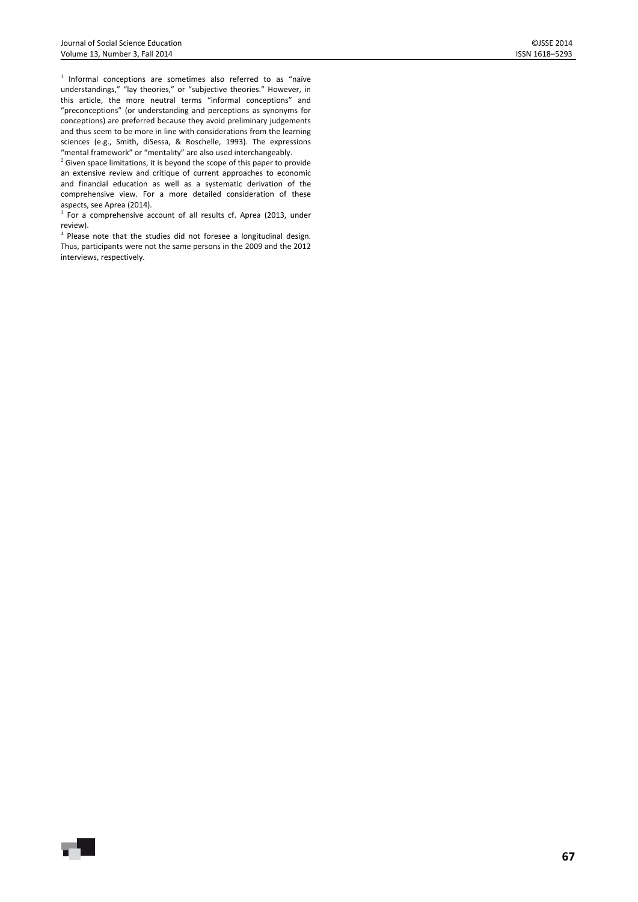[1] Informal conceptions are sometimes also referred to as "naïve understandings," "lay theories," or "subjective theories." However, in this article, the more neutral terms "informal conceptions" and "preconceptions" (or understanding and perceptions as synonyms for conceptions) are preferred because they avoid preliminary judgements and thus seem to be more in line with considerations from the learning sciences (e.g., Smith, diSessa, & Roschelle, 1993). The expressions "mental framework" or "mentality" are also used interchangeably.

[2] Given space limitations, it is beyond the scope of this paper to provide an extensive review and critique of current approaches to economic and financial education as well as a systematic derivation of the comprehensive view. For a more detailed consideration of these aspects, see Aprea (2014).

[3] For a comprehensive account of all results cf. Aprea (2013, under review).

[4] Please note that the studies did not foresee a longitudinal design. Thus, participants were not the same persons in the 2009 and the 2012 interviews, respectively.